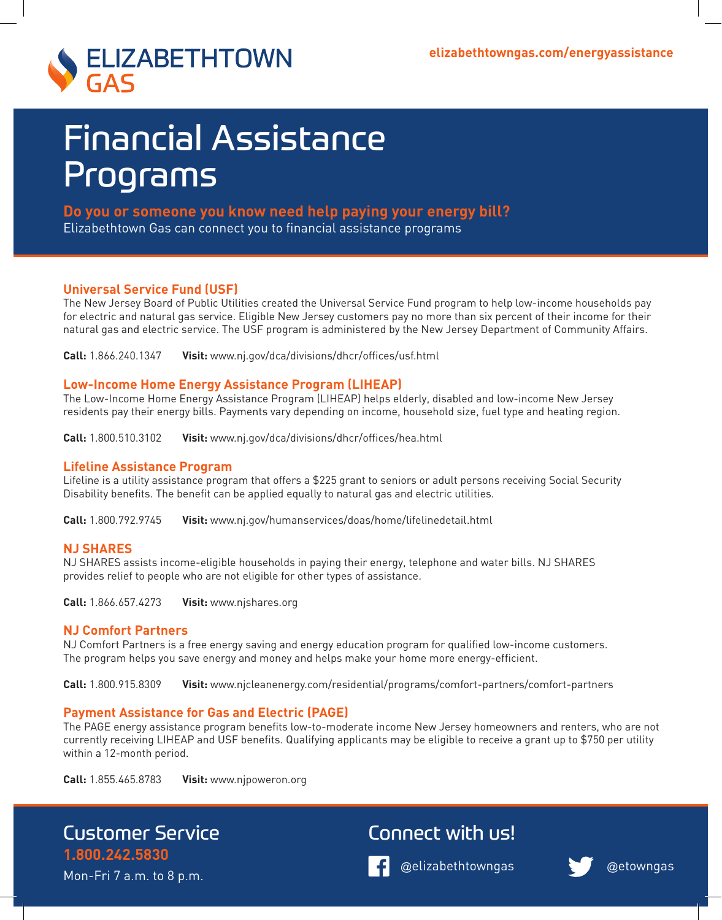ELIZABETHTOWN GAS

elizabethtowngas.com/energyassistance

# Financial Assistance Programs

**Do you or someone you know need help paying your energy bill?**
Elizabethtown Gas can connect you to financial assistance programs

### Universal Service Fund (USF)

The New Jersey Board of Public Utilities created the Universal Service Fund program to help low-income households pay for electric and natural gas service. Eligible New Jersey customers pay no more than six percent of their income for their natural gas and electric service. The USF program is administered by the New Jersey Department of Community Affairs.

**Call:** 1.866.240.1347 **Visit:** www.nj.gov/dca/divisions/dhcr/offices/usf.html

### Low-Income Home Energy Assistance Program (LIHEAP)

The Low-Income Home Energy Assistance Program (LIHEAP) helps elderly, disabled and low-income New Jersey residents pay their energy bills. Payments vary depending on income, household size, fuel type and heating region.

**Call:** 1.800.510.3102 **Visit:** www.nj.gov/dca/divisions/dhcr/offices/hea.html

### Lifeline Assistance Program

Lifeline is a utility assistance program that offers a $225 grant to seniors or adult persons receiving Social Security Disability benefits. The benefit can be applied equally to natural gas and electric utilities.

**Call:** 1.800.792.9745 **Visit:** www.nj.gov/humanservices/doas/home/lifelinedetail.html

### NJ SHARES

NJ SHARES assists income-eligible households in paying their energy, telephone and water bills. NJ SHARES provides relief to people who are not eligible for other types of assistance.

**Call:** 1.866.657.4273 **Visit:** www.njshares.org

### NJ Comfort Partners

NJ Comfort Partners is a free energy saving and energy education program for qualified low-income customers. The program helps you save energy and money and helps make your home more energy-efficient.

**Call:** 1.800.915.8309 **Visit:** www.njcleanenergy.com/residential/programs/comfort-partners/comfort-partners

### Payment Assistance for Gas and Electric (PAGE)

The PAGE energy assistance program benefits low-to-moderate income New Jersey homeowners and renters, who are not currently receiving LIHEAP and USF benefits. Qualifying applicants may be eligible to receive a grant up to $750 per utility within a 12-month period.

**Call:** 1.855.465.8783 **Visit:** www.njpoweron.org

## Customer Service

**1.800.242.5830**

Mon-Fri 7 a.m. to 8 p.m.

## Connect with us!

@elizabethtowngas

@etowngas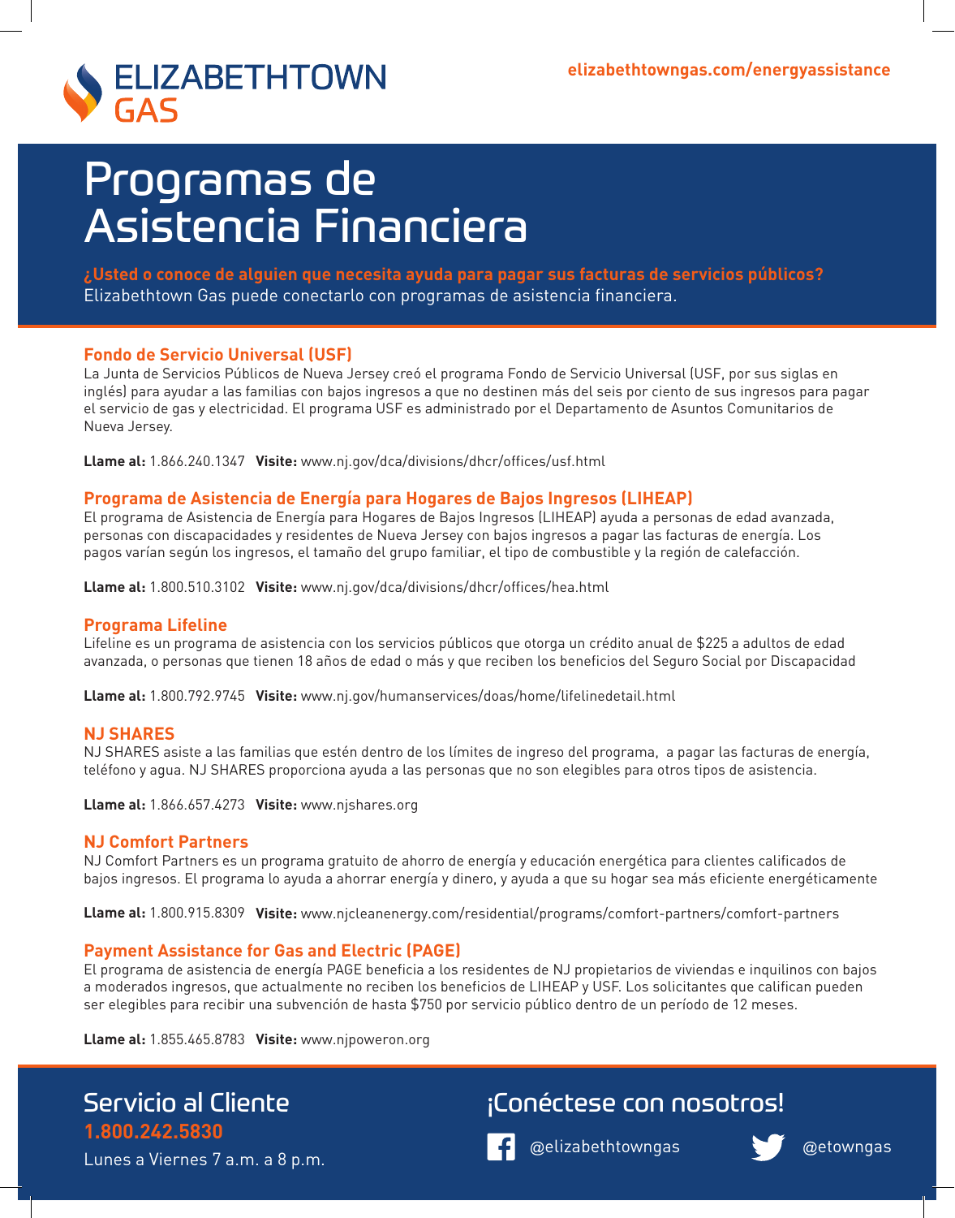ELIZABETHTOWN GAS

elizabethtowngas.com/energyassistance

# Programas de Asistencia Financiera

**¿Usted o conoce de alguien que necesita ayuda para pagar sus facturas de servicios públicos?**
Elizabethtown Gas puede conectarlo con programas de asistencia financiera.

## Fondo de Servicio Universal (USF)

La Junta de Servicios Públicos de Nueva Jersey creó el programa Fondo de Servicio Universal (USF, por sus siglas en inglés) para ayudar a las familias con bajos ingresos a que no destinen más del seis por ciento de sus ingresos para pagar el servicio de gas y electricidad. El programa USF es administrado por el Departamento de Asuntos Comunitarios de Nueva Jersey.

**Llame al:** 1.866.240.1347 **Visite:** www.nj.gov/dca/divisions/dhcr/offices/usf.html

## Programa de Asistencia de Energía para Hogares de Bajos Ingresos (LIHEAP)

El programa de Asistencia de Energía para Hogares de Bajos Ingresos (LIHEAP) ayuda a personas de edad avanzada, personas con discapacidades y residentes de Nueva Jersey con bajos ingresos a pagar las facturas de energía. Los pagos varían según los ingresos, el tamaño del grupo familiar, el tipo de combustible y la región de calefacción.

**Llame al:** 1.800.510.3102 **Visite:** www.nj.gov/dca/divisions/dhcr/offices/hea.html

## Programa Lifeline

Lifeline es un programa de asistencia con los servicios públicos que otorga un crédito anual de $225 a adultos de edad avanzada, o personas que tienen 18 años de edad o más y que reciben los beneficios del Seguro Social por Discapacidad

**Llame al:** 1.800.792.9745 **Visite:** www.nj.gov/humanservices/doas/home/lifelinedetail.html

## NJ SHARES

NJ SHARES asiste a las familias que estén dentro de los límites de ingreso del programa, a pagar las facturas de energía, teléfono y agua. NJ SHARES proporciona ayuda a las personas que no son elegibles para otros tipos de asistencia.

**Llame al:** 1.866.657.4273 **Visite:** www.njshares.org

## NJ Comfort Partners

NJ Comfort Partners es un programa gratuito de ahorro de energía y educación energética para clientes calificados de bajos ingresos. El programa lo ayuda a ahorrar energía y dinero, y ayuda a que su hogar sea más eficiente energéticamente

**Llame al:** 1.800.915.8309 **Visite:** www.njcleanenergy.com/residential/programs/comfort-partners/comfort-partners

## Payment Assistance for Gas and Electric (PAGE)

El programa de asistencia de energía PAGE beneficia a los residentes de NJ propietarios de viviendas e inquilinos con bajos a moderados ingresos, que actualmente no reciben los beneficios de LIHEAP y USF. Los solicitantes que califican pueden ser elegibles para recibir una subvención de hasta $750 por servicio público dentro de un período de 12 meses.

**Llame al:** 1.855.465.8783 **Visite:** www.njpoweron.org

## Servicio al Cliente

**1.800.242.5830**

Lunes a Viernes 7 a.m. a 8 p.m.

## ¡Conéctese con nosotros!

@elizabethtowngas

@etowngas